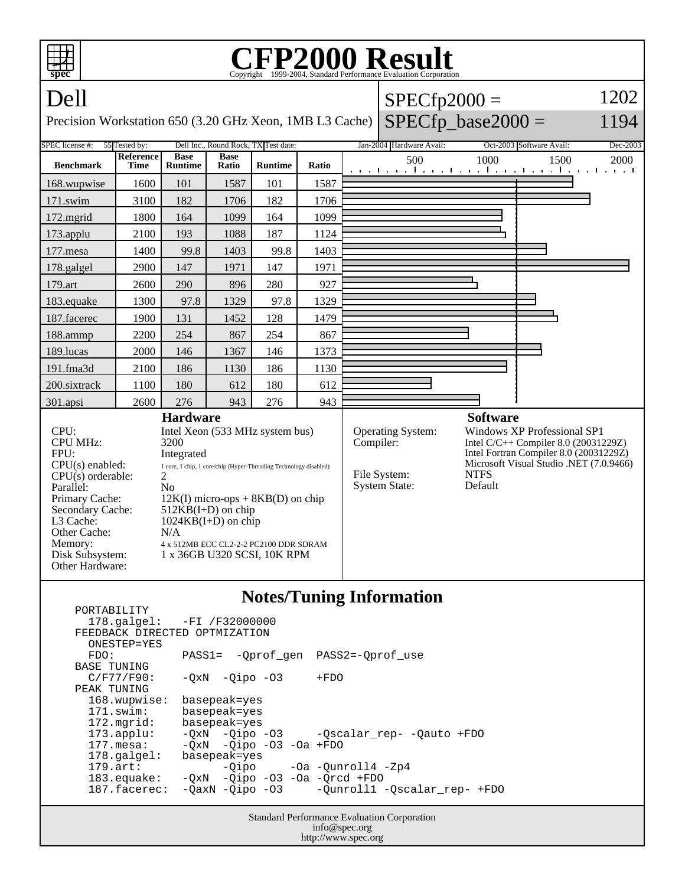# CFP2000 Result

Copyright 1999-2004, Standard Performance Evaluation Corporation

## Dell

Precision Workstation 650 (3.20 GHz Xeon, 1MB L3 Cache)

SPECfp2000 = 1202

SPECfp_base2000 = 1194

| SPEC license #: | 55 | Tested by: | Dell Inc., Round Rock, TX | Test date: | Jan-2004 | Hardware Avail: | Oct-2003 | Software Avail: | Dec-2003 |
|---|---|---|---|---|---|---|---|---|---|

| Benchmark | Reference Time | Base Runtime | Base Ratio | Runtime | Ratio |
|---|---|---|---|---|---|
| 168.wupwise | 1600 | 101 | 1587 | 101 | 1587 |
| 171.swim | 3100 | 182 | 1706 | 182 | 1706 |
| 172.mgrid | 1800 | 164 | 1099 | 164 | 1099 |
| 173.applu | 2100 | 193 | 1088 | 187 | 1124 |
| 177.mesa | 1400 | 99.8 | 1403 | 99.8 | 1403 |
| 178.galgel | 2900 | 147 | 1971 | 147 | 1971 |
| 179.art | 2600 | 290 | 896 | 280 | 927 |
| 183.equake | 1300 | 97.8 | 1329 | 97.8 | 1329 |
| 187.facerec | 1900 | 131 | 1452 | 128 | 1479 |
| 188.ammp | 2200 | 254 | 867 | 254 | 867 |
| 189.lucas | 2000 | 146 | 1367 | 146 | 1373 |
| 191.fma3d | 2100 | 186 | 1130 | 186 | 1130 |
| 200.sixtrack | 1100 | 180 | 612 | 180 | 612 |
| 301.apsi | 2600 | 276 | 943 | 276 | 943 |

### Hardware

| | |
|---|---|
| CPU: | Intel Xeon (533 MHz system bus) |
| CPU MHz: | 3200 |
| FPU: | Integrated |
| CPU(s) enabled: | 1 core, 1 chip, 1 core/chip (Hyper-Threading Technology disabled) |
| CPU(s) orderable: | 2 |
| Parallel: | No |
| Primary Cache: | 12K(I) micro-ops + 8KB(D) on chip |
| Secondary Cache: | 512KB(I+D) on chip |
| L3 Cache: | 1024KB(I+D) on chip |
| Other Cache: | N/A |
| Memory: | 4 x 512MB ECC CL2-2-2 PC2100 DDR SDRAM |
| Disk Subsystem: | 1 x 36GB U320 SCSI, 10K RPM |
| Other Hardware: | |

### Software

| | |
|---|---|
| Operating System: | Windows XP Professional SP1 |
| Compiler: | Intel C/C++ Compiler 8.0 (20031229Z)<br>Intel Fortran Compiler 8.0 (20031229Z)<br>Microsoft Visual Studio .NET (7.0.9466) |
| File System: | NTFS |
| System State: | Default |

### Notes/Tuning Information

```
PORTABILITY
  178.galgel:   -FI /F32000000
FEEDBACK DIRECTED OPTMIZATION
  ONESTEP=YES
  FDO:          PASS1=  -Qprof_gen  PASS2=-Qprof_use
BASE TUNING
  C/F77/F90:    -QxN  -Qipo -O3     +FDO
PEAK TUNING
  168.wupwise:  basepeak=yes
  171.swim:     basepeak=yes
  172.mgrid:    basepeak=yes
  173.applu:    -QxN  -Qipo -O3     -Qscalar_rep- -Qauto +FDO
  177.mesa:     -QxN  -Qipo -O3 -Oa +FDO
  178.galgel:   basepeak=yes
  179.art:            -Qipo     -Oa -Qunroll4 -Zp4
  183.equake:   -QxN  -Qipo -O3 -Oa -Qrcd +FDO
  187.facerec:  -QaxN -Qipo -O3     -Qunroll1 -Qscalar_rep- +FDO
```

Standard Performance Evaluation Corporation
info@spec.org
http://www.spec.org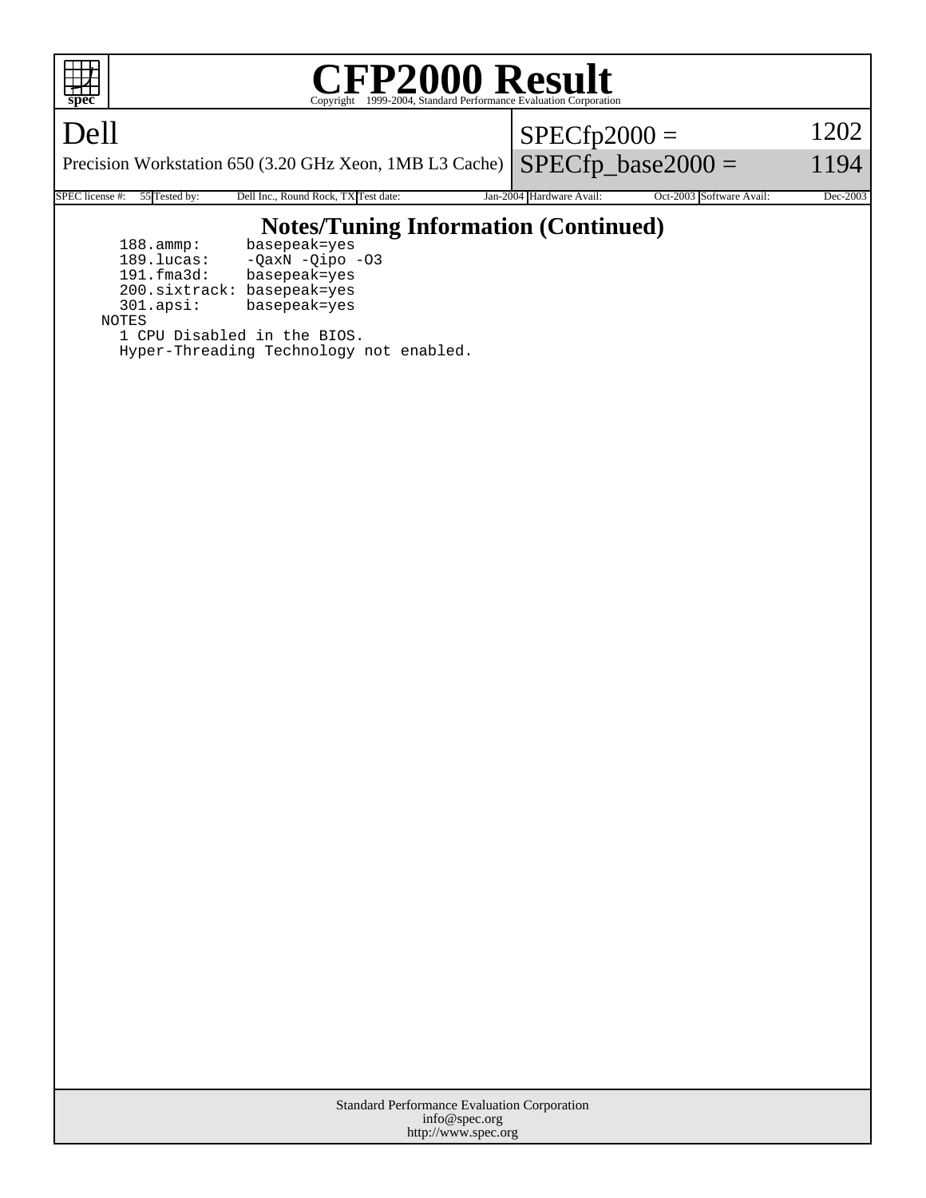# CFP2000 Result

Copyright 1999-2004, Standard Performance Evaluation Corporation

**Dell**

Precision Workstation 650 (3.20 GHz Xeon, 1MB L3 Cache)

SPECfp2000 = 1202

SPECfp_base2000 = 1194

| SPEC license #: | 55 | Tested by: | Dell Inc., Round Rock, TX | Test date: | Jan-2004 | Hardware Avail: | Oct-2003 | Software Avail: | Dec-2003 |
|---|---|---|---|---|---|---|---|---|---|

## Notes/Tuning Information (Continued)

```
     188.ammp:      basepeak=yes
     189.lucas:     -QaxN -Qipo -O3
     191.fma3d:     basepeak=yes
     200.sixtrack: basepeak=yes
     301.apsi:      basepeak=yes
  NOTES
     1 CPU Disabled in the BIOS.
     Hyper-Threading Technology not enabled.
```

Standard Performance Evaluation Corporation
info@spec.org
http://www.spec.org